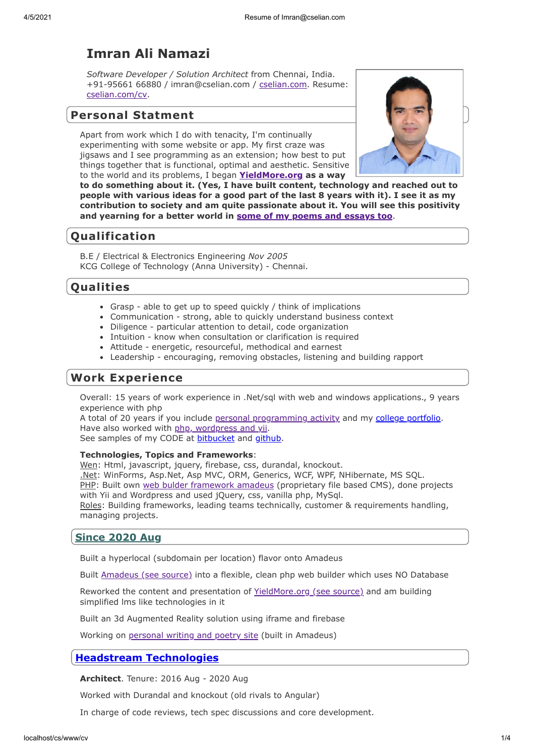# Imran Ali Namazi

*Software Developer / Solution Architect* from Chennai, India.
+91-95661 66880 / imran@cselian.com / cselian.com. Resume: cselian.com/cv.

## Personal Statment

Apart from work which I do with tenacity, I'm continually experimenting with some website or app. My first craze was jigsaws and I see programming as an extension; how best to put things together that is functional, optimal and aesthetic. Sensitive to the world and its problems, I began **YieldMore.org as a way to do something about it. (Yes, I have built content, technology and reached out to people with various ideas for a good part of the last 8 years with it). I see it as my contribution to society and am quite passionate about it. You will see this positivity and yearning for a better world in some of my poems and essays too**.

## Qualification

B.E / Electrical & Electronics Engineering *Nov 2005*
KCG College of Technology (Anna University) - Chennai.

## Qualities

- Grasp - able to get up to speed quickly / think of implications
- Communication - strong, able to quickly understand business context
- Diligence - particular attention to detail, code organization
- Intuition - know when consultation or clarification is required
- Attitude - energetic, resourceful, methodical and earnest
- Leadership - encouraging, removing obstacles, listening and building rapport

## Work Experience

Overall: 15 years of work experience in .Net/sql with web and windows applications., 9 years experience with php
A total of 20 years if you include personal programming activity and my college portfolio.
Have also worked with php, wordpress and yii.
See samples of my CODE at bitbucket and github.

**Technologies, Topics and Frameworks**:
Wen: Html, javascript, jquery, firebase, css, durandal, knockout.
.Net: WinForms, Asp.Net, Asp MVC, ORM, Generics, WCF, WPF, NHibernate, MS SQL.
PHP: Built own web bulder framework amadeus (proprietary file based CMS), done projects with Yii and Wordpress and used jQuery, css, vanilla php, MySql.
Roles: Building frameworks, leading teams technically, customer & requirements handling, managing projects.

### Since 2020 Aug

Built a hyperlocal (subdomain per location) flavor onto Amadeus

Built Amadeus (see source) into a flexible, clean php web builder which uses NO Database

Reworked the content and presentation of YieldMore.org (see source) and am building simplified lms like technologies in it

Built an 3d Augmented Reality solution using iframe and firebase

Working on personal writing and poetry site (built in Amadeus)

### Headstream Technologies

**Architect**. Tenure: 2016 Aug - 2020 Aug

Worked with Durandal and knockout (old rivals to Angular)

In charge of code reviews, tech spec discussions and core development.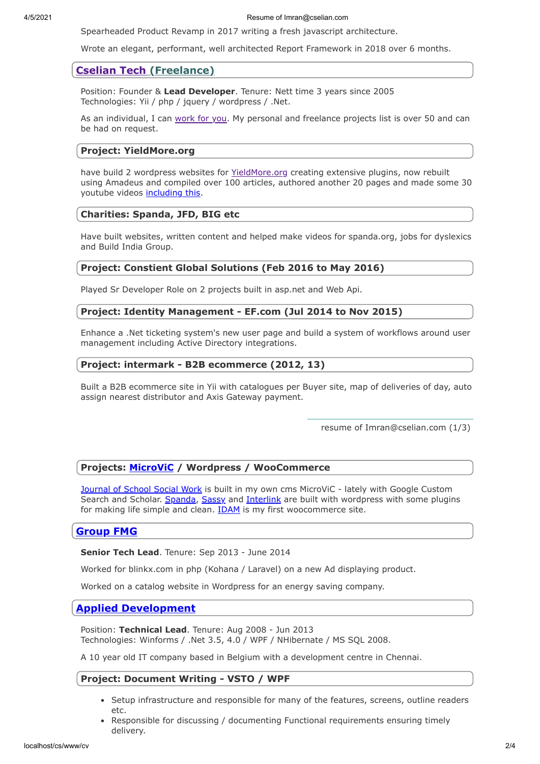Spearheaded Product Revamp in 2017 writing a fresh javascript architecture.

Wrote an elegant, performant, well architected Report Framework in 2018 over 6 months.

## Cselian Tech (Freelance)

Position: Founder & **Lead Developer**. Tenure: Nett time 3 years since 2005
Technologies: Yii / php / jquery / wordpress / .Net.

As an individual, I can work for you. My personal and freelance projects list is over 50 and can be had on request.

### Project: YieldMore.org

have build 2 wordpress websites for YieldMore.org creating extensive plugins, now rebuilt using Amadeus and compiled over 100 articles, authored another 20 pages and made some 30 youtube videos including this.

### Charities: Spanda, JFD, BIG etc

Have built websites, written content and helped make videos for spanda.org, jobs for dyslexics and Build India Group.

### Project: Constient Global Solutions (Feb 2016 to May 2016)

Played Sr Developer Role on 2 projects built in asp.net and Web Api.

### Project: Identity Management - EF.com (Jul 2014 to Nov 2015)

Enhance a .Net ticketing system's new user page and build a system of workflows around user management including Active Directory integrations.

### Project: intermark - B2B ecommerce (2012, 13)

Built a B2B ecommerce site in Yii with catalogues per Buyer site, map of deliveries of day, auto assign nearest distributor and Axis Gateway payment.

### Projects: MicroViC / Wordpress / WooCommerce

Journal of School Social Work is built in my own cms MicroViC - lately with Google Custom Search and Scholar. Spanda, Sassy and Interlink are built with wordpress with some plugins for making life simple and clean. IDAM is my first woocommerce site.

## Group FMG

**Senior Tech Lead**. Tenure: Sep 2013 - June 2014

Worked for blinkx.com in php (Kohana / Laravel) on a new Ad displaying product.

Worked on a catalog website in Wordpress for an energy saving company.

## Applied Development

Position: **Technical Lead**. Tenure: Aug 2008 - Jun 2013
Technologies: Winforms / .Net 3.5, 4.0 / WPF / NHibernate / MS SQL 2008.

A 10 year old IT company based in Belgium with a development centre in Chennai.

### Project: Document Writing - VSTO / WPF

- Setup infrastructure and responsible for many of the features, screens, outline readers etc.
- Responsible for discussing / documenting Functional requirements ensuring timely delivery.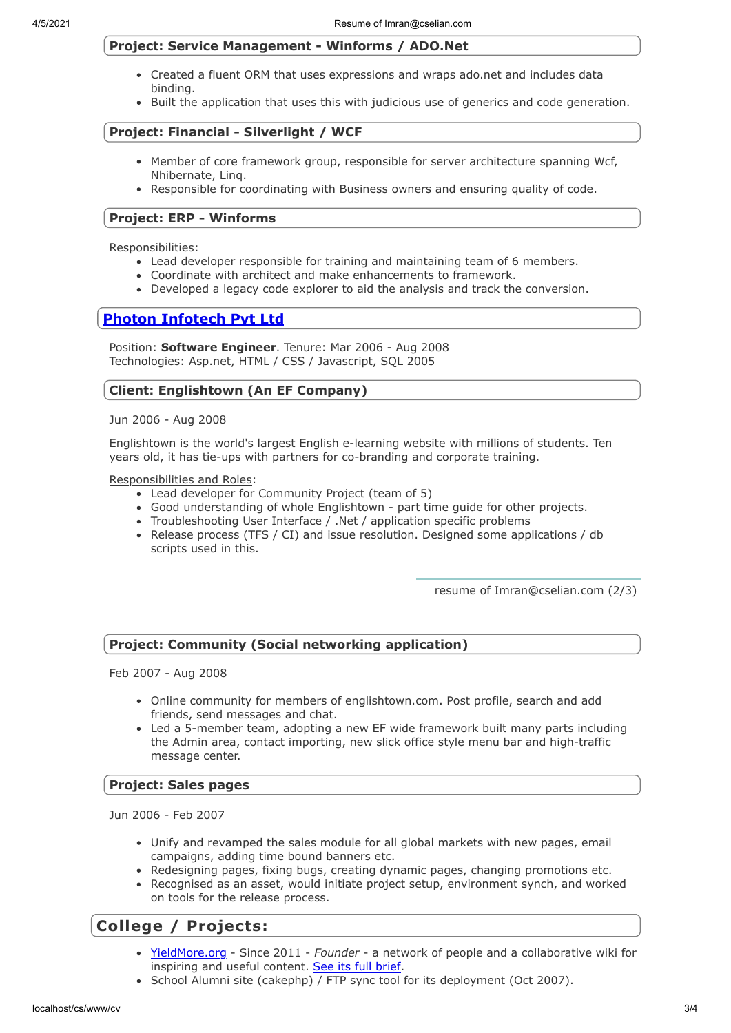### Project: Service Management - Winforms / ADO.Net

- Created a fluent ORM that uses expressions and wraps ado.net and includes data binding.
- Built the application that uses this with judicious use of generics and code generation.

### Project: Financial - Silverlight / WCF

- Member of core framework group, responsible for server architecture spanning Wcf, Nhibernate, Linq.
- Responsible for coordinating with Business owners and ensuring quality of code.

### Project: ERP - Winforms

Responsibilities:

- Lead developer responsible for training and maintaining team of 6 members.
- Coordinate with architect and make enhancements to framework.
- Developed a legacy code explorer to aid the analysis and track the conversion.

## Photon Infotech Pvt Ltd

Position: **Software Engineer**. Tenure: Mar 2006 - Aug 2008
Technologies: Asp.net, HTML / CSS / Javascript, SQL 2005

### Client: Englishtown (An EF Company)

Jun 2006 - Aug 2008

Englishtown is the world's largest English e-learning website with millions of students. Ten years old, it has tie-ups with partners for co-branding and corporate training.

Responsibilities and Roles:

- Lead developer for Community Project (team of 5)
- Good understanding of whole Englishtown - part time guide for other projects.
- Troubleshooting User Interface / .Net / application specific problems
- Release process (TFS / CI) and issue resolution. Designed some applications / db scripts used in this.

### Project: Community (Social networking application)

Feb 2007 - Aug 2008

- Online community for members of englishtown.com. Post profile, search and add friends, send messages and chat.
- Led a 5-member team, adopting a new EF wide framework built many parts including the Admin area, contact importing, new slick office style menu bar and high-traffic message center.

### Project: Sales pages

Jun 2006 - Feb 2007

- Unify and revamped the sales module for all global markets with new pages, email campaigns, adding time bound banners etc.
- Redesigning pages, fixing bugs, creating dynamic pages, changing promotions etc.
- Recognised as an asset, would initiate project setup, environment synch, and worked on tools for the release process.

## College / Projects:

- YieldMore.org - Since 2011 - *Founder* - a network of people and a collaborative wiki for inspiring and useful content. See its full brief.
- School Alumni site (cakephp) / FTP sync tool for its deployment (Oct 2007).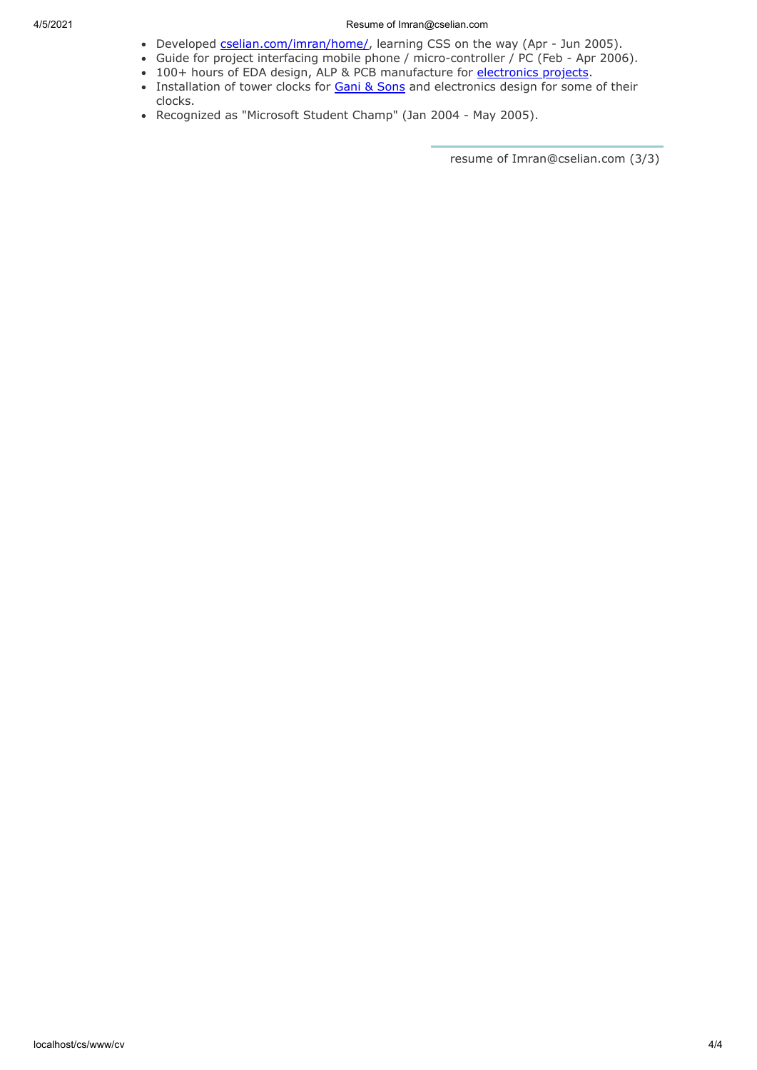- Developed [cselian.com/imran/home/](cselian.com/imran/home/), learning CSS on the way (Apr - Jun 2005).
- Guide for project interfacing mobile phone / micro-controller / PC (Feb - Apr 2006).
- 100+ hours of EDA design, ALP & PCB manufacture for electronics projects.
- Installation of tower clocks for Gani & Sons and electronics design for some of their clocks.
- Recognized as "Microsoft Student Champ" (Jan 2004 - May 2005).

resume of Imran@cselian.com (3/3)